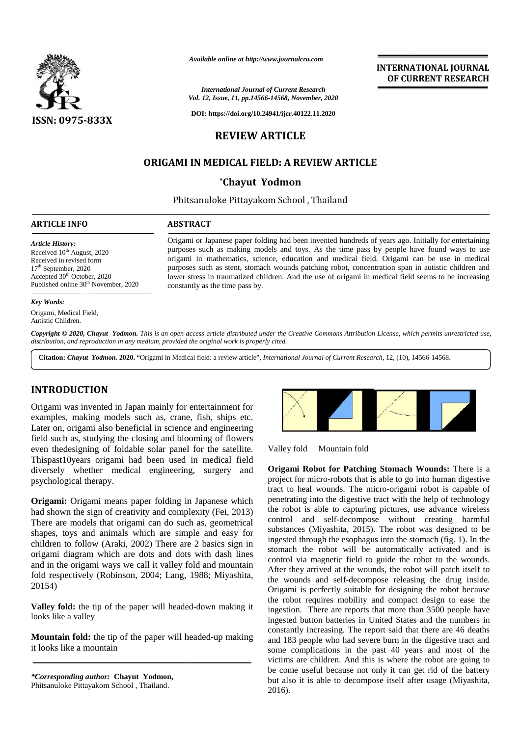# REVIEW ARTICLE

## ORIGAMI IN MEDICAL FIELD: A REVIEW ARTICLE

**\*Chayut Yodmon**

Phitsanuloke Pittayakom School , Thailand

### ARTICLE INFO

*Article History:*
Received 10th August, 2020
Received in revised form
17th September, 2020
Accepted 30th October, 2020
Published online 30th November, 2020

*Key Words:*
Origami, Medical Field, Autistic Children.

### ABSTRACT

Origami or Japanese paper folding had been invented hundreds of years ago. Initially for entertaining purposes such as making models and toys. As the time pass by people have found ways to use origami in mathematics, science, education and medical field. Origami can be use in medical purposes such as stent, stomach wounds patching robot, concentration span in autistic children and lower stress in traumatized children. And the use of origami in medical field seems to be increasing constantly as the time pass by.

*Copyright © 2020, Chayut Yodmon. This is an open access article distributed under the Creative Commons Attribution License, which permits unrestricted use, distribution, and reproduction in any medium, provided the original work is properly cited.*

**Citation:** ***Chayut Yodmon.*** **2020.** "Origami in Medical field: a review article", *International Journal of Current Research*, 12, (10), 14566-14568.

## INTRODUCTION

Origami was invented in Japan mainly for entertainment for examples, making models such as, crane, fish, ships etc. Later on, origami also beneficial in science and engineering field such as, studying the closing and blooming of flowers even thedesigning of foldable solar panel for the satellite. Thispast10years origami had been used in medical field diversely whether medical engineering, surgery and psychological therapy.

**Origami:** Origami means paper folding in Japanese which had shown the sign of creativity and complexity (Fei, 2013) There are models that origami can do such as, geometrical shapes, toys and animals which are simple and easy for children to follow (Araki, 2002) There are 2 basics sign in origami diagram which are dots and dots with dash lines and in the origami ways we call it valley fold and mountain fold respectively (Robinson, 2004; Lang, 1988; Miyashita, 20154)

**Valley fold:** the tip of the paper will headed-down making it looks like a valley

**Mountain fold:** the tip of the paper will headed-up making it looks like a mountain

Valley fold  Mountain fold

**Origami Robot for Patching Stomach Wounds:** There is a project for micro-robots that is able to go into human digestive tract to heal wounds. The micro-origami robot is capable of penetrating into the digestive tract with the help of technology the robot is able to capturing pictures, use advance wireless control and self-decompose without creating harmful substances (Miyashita, 2015). The robot was designed to be ingested through the esophagus into the stomach (fig. 1). In the stomach the robot will be automatically activated and is control via magnetic field to guide the robot to the wounds. After they arrived at the wounds, the robot will patch itself to the wounds and self-decompose releasing the drug inside. Origami is perfectly suitable for designing the robot because the robot requires mobility and compact design to ease the ingestion. There are reports that more than 3500 people have ingested button batteries in United States and the numbers in constantly increasing. The report said that there are 46 deaths and 183 people who had severe burn in the digestive tract and some complications in the past 40 years and most of the victims are children. And this is where the robot are going to be come useful because not only it can get rid of the battery but also it is able to decompose itself after usage (Miyashita, 2016).

*\*Corresponding author:* **Chayut Yodmon,**
Phitsanuloke Pittayakom School , Thailand.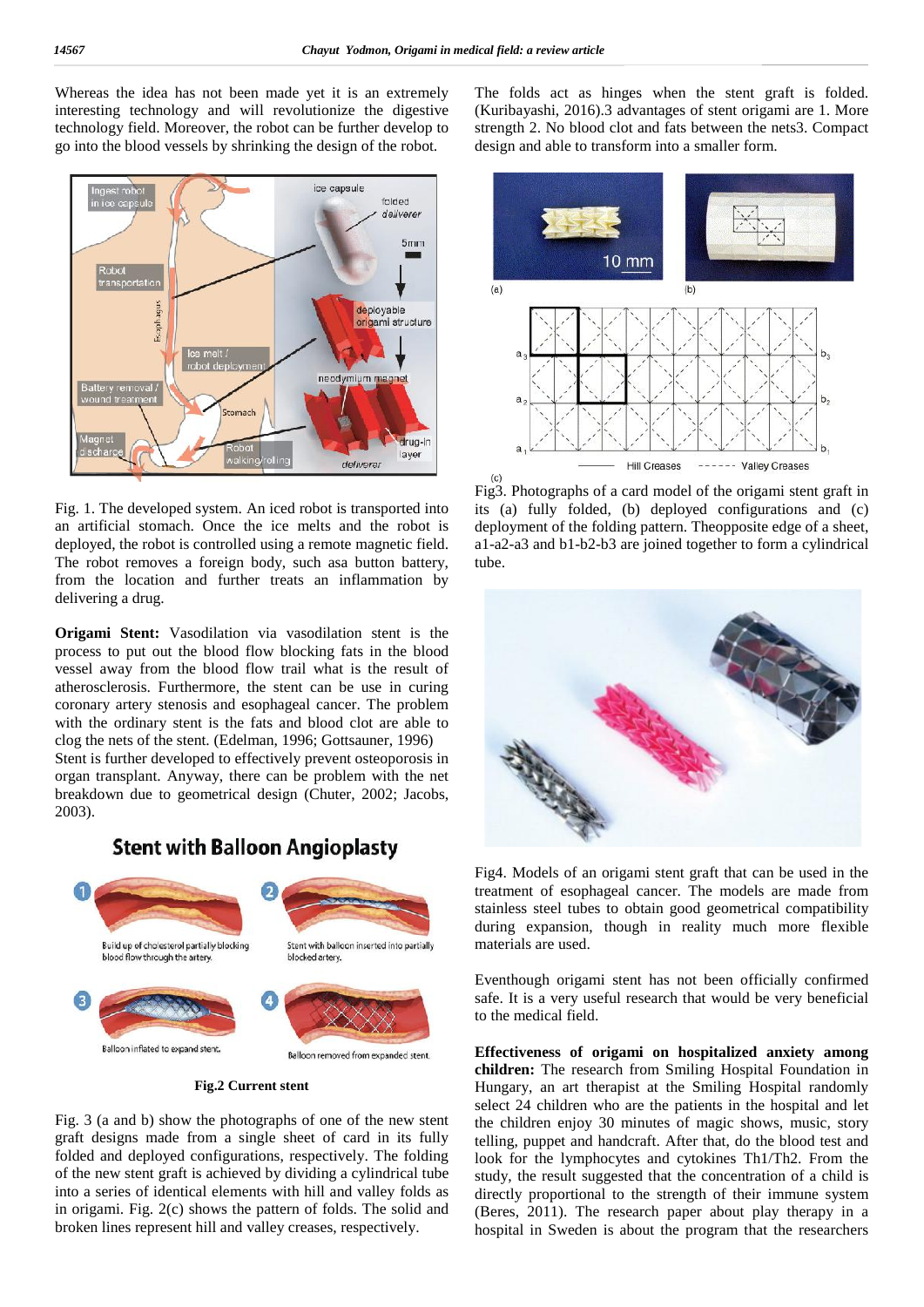Whereas the idea has not been made yet it is an extremely interesting technology and will revolutionize the digestive technology field. Moreover, the robot can be further develop to go into the blood vessels by shrinking the design of the robot.

Fig. 1. The developed system. An iced robot is transported into an artificial stomach. Once the ice melts and the robot is deployed, the robot is controlled using a remote magnetic field. The robot removes a foreign body, such asa button battery, from the location and further treats an inflammation by delivering a drug.

**Origami Stent:** Vasodilation via vasodilation stent is the process to put out the blood flow blocking fats in the blood vessel away from the blood flow trail what is the result of atherosclerosis. Furthermore, the stent can be use in curing coronary artery stenosis and esophageal cancer. The problem with the ordinary stent is the fats and blood clot are able to clog the nets of the stent. (Edelman, 1996; Gottsauner, 1996) Stent is further developed to effectively prevent osteoporosis in organ transplant. Anyway, there can be problem with the net breakdown due to geometrical design (Chuter, 2002; Jacobs, 2003).

**Fig.2 Current stent**

Fig. 3 (a and b) show the photographs of one of the new stent graft designs made from a single sheet of card in its fully folded and deployed configurations, respectively. The folding of the new stent graft is achieved by dividing a cylindrical tube into a series of identical elements with hill and valley folds as in origami. Fig. 2(c) shows the pattern of folds. The solid and broken lines represent hill and valley creases, respectively. The folds act as hinges when the stent graft is folded. (Kuribayashi, 2016).3 advantages of stent origami are 1. More strength 2. No blood clot and fats between the nets3. Compact design and able to transform into a smaller form.

Fig3. Photographs of a card model of the origami stent graft in its (a) fully folded, (b) deployed configurations and (c) deployment of the folding pattern. Theopposite edge of a sheet, a1-a2-a3 and b1-b2-b3 are joined together to form a cylindrical tube.

Fig4. Models of an origami stent graft that can be used in the treatment of esophageal cancer. The models are made from stainless steel tubes to obtain good geometrical compatibility during expansion, though in reality much more flexible materials are used.

Eventhough origami stent has not been officially confirmed safe. It is a very useful research that would be very beneficial to the medical field.

**Effectiveness of origami on hospitalized anxiety among children:** The research from Smiling Hospital Foundation in Hungary, an art therapist at the Smiling Hospital randomly select 24 children who are the patients in the hospital and let the children enjoy 30 minutes of magic shows, music, story telling, puppet and handcraft. After that, do the blood test and look for the lymphocytes and cytokines Th1/Th2. From the study, the result suggested that the concentration of a child is directly proportional to the strength of their immune system (Beres, 2011). The research paper about play therapy in a hospital in Sweden is about the program that the researchers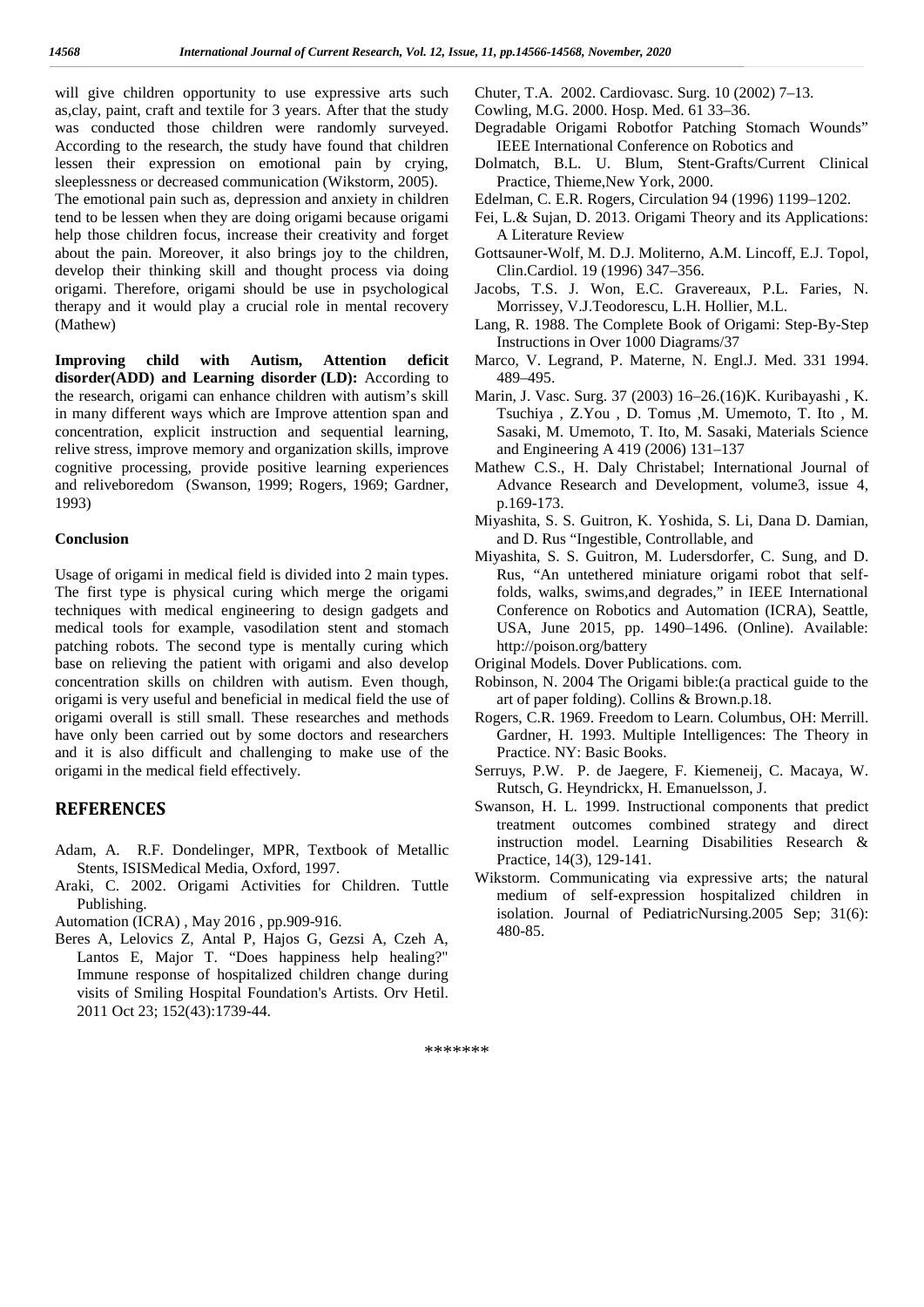will give children opportunity to use expressive arts such as,clay, paint, craft and textile for 3 years. After that the study was conducted those children were randomly surveyed. According to the research, the study have found that children lessen their expression on emotional pain by crying, sleeplessness or decreased communication (Wikstorm, 2005).

The emotional pain such as, depression and anxiety in children tend to be lessen when they are doing origami because origami help those children focus, increase their creativity and forget about the pain. Moreover, it also brings joy to the children, develop their thinking skill and thought process via doing origami. Therefore, origami should be use in psychological therapy and it would play a crucial role in mental recovery (Mathew)

**Improving child with Autism, Attention deficit disorder(ADD) and Learning disorder (LD):** According to the research, origami can enhance children with autism's skill in many different ways which are Improve attention span and concentration, explicit instruction and sequential learning, relive stress, improve memory and organization skills, improve cognitive processing, provide positive learning experiences and reliveboredom (Swanson, 1999; Rogers, 1969; Gardner, 1993)

**Conclusion**

Usage of origami in medical field is divided into 2 main types. The first type is physical curing which merge the origami techniques with medical engineering to design gadgets and medical tools for example, vasodilation stent and stomach patching robots. The second type is mentally curing which base on relieving the patient with origami and also develop concentration skills on children with autism. Even though, origami is very useful and beneficial in medical field the use of origami overall is still small. These researches and methods have only been carried out by some doctors and researchers and it is also difficult and challenging to make use of the origami in the medical field effectively.

## REFERENCES

Adam, A. R.F. Dondelinger, MPR, Textbook of Metallic Stents, ISISMedical Media, Oxford, 1997.

Araki, C. 2002. Origami Activities for Children. Tuttle Publishing.

Automation (ICRA) , May 2016 , pp.909-916.

Beres A, Lelovics Z, Antal P, Hajos G, Gezsi A, Czeh A, Lantos E, Major T. "Does happiness help healing?" Immune response of hospitalized children change during visits of Smiling Hospital Foundation's Artists. Orv Hetil. 2011 Oct 23; 152(43):1739-44.

Chuter, T.A. 2002. Cardiovasc. Surg. 10 (2002) 7–13.

Cowling, M.G. 2000. Hosp. Med. 61 33–36.

Degradable Origami Robotfor Patching Stomach Wounds" IEEE International Conference on Robotics and

Dolmatch, B.L. U. Blum, Stent-Grafts/Current Clinical Practice, Thieme,New York, 2000.

Edelman, C. E.R. Rogers, Circulation 94 (1996) 1199–1202.

Fei, L.& Sujan, D. 2013. Origami Theory and its Applications: A Literature Review

Gottsauner-Wolf, M. D.J. Moliterno, A.M. Lincoff, E.J. Topol, Clin.Cardiol. 19 (1996) 347–356.

Jacobs, T.S. J. Won, E.C. Gravereaux, P.L. Faries, N. Morrissey, V.J.Teodorescu, L.H. Hollier, M.L.

Lang, R. 1988. The Complete Book of Origami: Step-By-Step Instructions in Over 1000 Diagrams/37

Marco, V. Legrand, P. Materne, N. Engl.J. Med. 331 1994. 489–495.

Marin, J. Vasc. Surg. 37 (2003) 16–26.(16)K. Kuribayashi , K. Tsuchiya , Z.You , D. Tomus ,M. Umemoto, T. Ito , M. Sasaki, M. Umemoto, T. Ito, M. Sasaki, Materials Science and Engineering A 419 (2006) 131–137

Mathew C.S., H. Daly Christabel; International Journal of Advance Research and Development, volume3, issue 4, p.169-173.

Miyashita, S. S. Guitron, K. Yoshida, S. Li, Dana D. Damian, and D. Rus "Ingestible, Controllable, and

Miyashita, S. S. Guitron, M. Ludersdorfer, C. Sung, and D. Rus, "An untethered miniature origami robot that self-folds, walks, swims,and degrades," in IEEE International Conference on Robotics and Automation (ICRA), Seattle, USA, June 2015, pp. 1490–1496. (Online). Available: http://poison.org/battery

Original Models. Dover Publications. com.

Robinson, N. 2004 The Origami bible:(a practical guide to the art of paper folding). Collins & Brown.p.18.

Rogers, C.R. 1969. Freedom to Learn. Columbus, OH: Merrill. Gardner, H. 1993. Multiple Intelligences: The Theory in Practice. NY: Basic Books.

Serruys, P.W. P. de Jaegere, F. Kiemeneij, C. Macaya, W. Rutsch, G. Heyndrickx, H. Emanuelsson, J.

Swanson, H. L. 1999. Instructional components that predict treatment outcomes combined strategy and direct instruction model. Learning Disabilities Research & Practice, 14(3), 129-141.

Wikstorm. Communicating via expressive arts; the natural medium of self-expression hospitalized children in isolation. Journal of PediatricNursing.2005 Sep; 31(6): 480-85.

*******